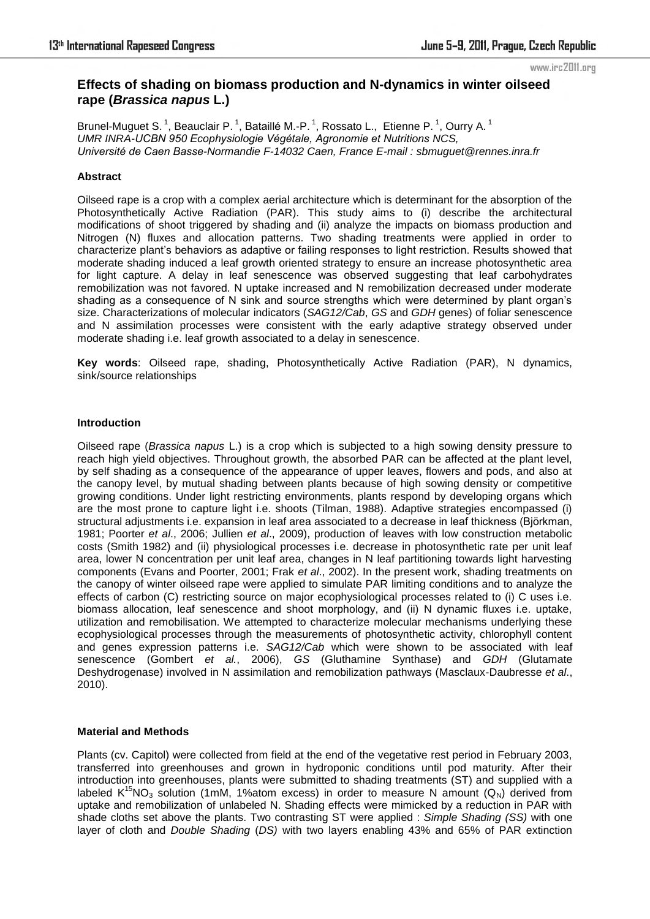# Effects of shading on biomass production and N-dynamics in winter oilseed rape (*Brassica napus* L.)

Brunel-Muguet S. [1], Beauclair P. [1], Bataillé M.-P. [1], Rossato L., Etienne P. [1], Ourry A. [1]
*UMR INRA-UCBN 950 Ecophysiologie Végétale, Agronomie et Nutritions NCS, Université de Caen Basse-Normandie F-14032 Caen, France E-mail : sbmuguet@rennes.inra.fr*

## Abstract

Oilseed rape is a crop with a complex aerial architecture which is determinant for the absorption of the Photosynthetically Active Radiation (PAR). This study aims to (i) describe the architectural modifications of shoot triggered by shading and (ii) analyze the impacts on biomass production and Nitrogen (N) fluxes and allocation patterns. Two shading treatments were applied in order to characterize plant's behaviors as adaptive or failing responses to light restriction. Results showed that moderate shading induced a leaf growth oriented strategy to ensure an increase photosynthetic area for light capture. A delay in leaf senescence was observed suggesting that leaf carbohydrates remobilization was not favored. N uptake increased and N remobilization decreased under moderate shading as a consequence of N sink and source strengths which were determined by plant organ's size. Characterizations of molecular indicators (*SAG12/Cab*, *GS* and *GDH* genes) of foliar senescence and N assimilation processes were consistent with the early adaptive strategy observed under moderate shading i.e. leaf growth associated to a delay in senescence.

**Key words**: Oilseed rape, shading, Photosynthetically Active Radiation (PAR), N dynamics, sink/source relationships

## Introduction

Oilseed rape (*Brassica napus* L.) is a crop which is subjected to a high sowing density pressure to reach high yield objectives. Throughout growth, the absorbed PAR can be affected at the plant level, by self shading as a consequence of the appearance of upper leaves, flowers and pods, and also at the canopy level, by mutual shading between plants because of high sowing density or competitive growing conditions. Under light restricting environments, plants respond by developing organs which are the most prone to capture light i.e. shoots (Tilman, 1988). Adaptive strategies encompassed (i) structural adjustments i.e. expansion in leaf area associated to a decrease in leaf thickness (Björkman, 1981; Poorter *et al*., 2006; Jullien *et al*., 2009), production of leaves with low construction metabolic costs (Smith 1982) and (ii) physiological processes i.e. decrease in photosynthetic rate per unit leaf area, lower N concentration per unit leaf area, changes in N leaf partitioning towards light harvesting components (Evans and Poorter, 2001; Frak *et al*., 2002). In the present work, shading treatments on the canopy of winter oilseed rape were applied to simulate PAR limiting conditions and to analyze the effects of carbon (C) restricting source on major ecophysiological processes related to (i) C uses i.e. biomass allocation, leaf senescence and shoot morphology, and (ii) N dynamic fluxes i.e. uptake, utilization and remobilisation. We attempted to characterize molecular mechanisms underlying these ecophysiological processes through the measurements of photosynthetic activity, chlorophyll content and genes expression patterns i.e. *SAG12/Cab* which were shown to be associated with leaf senescence (Gombert *et al.*, 2006), *GS* (Gluthamine Synthase) and *GDH* (Glutamate Deshydrogenase) involved in N assimilation and remobilization pathways (Masclaux-Daubresse *et al*., 2010).

## Material and Methods

Plants (cv. Capitol) were collected from field at the end of the vegetative rest period in February 2003, transferred into greenhouses and grown in hydroponic conditions until pod maturity. After their introduction into greenhouses, plants were submitted to shading treatments (ST) and supplied with a labeled $K^{15}NO_3$ solution (1mM, 1%atom excess) in order to measure N amount ($Q_N$) derived from uptake and remobilization of unlabeled N. Shading effects were mimicked by a reduction in PAR with shade cloths set above the plants. Two contrasting ST were applied : *Simple Shading (SS)* with one layer of cloth and *Double Shading* (*DS)* with two layers enabling 43% and 65% of PAR extinction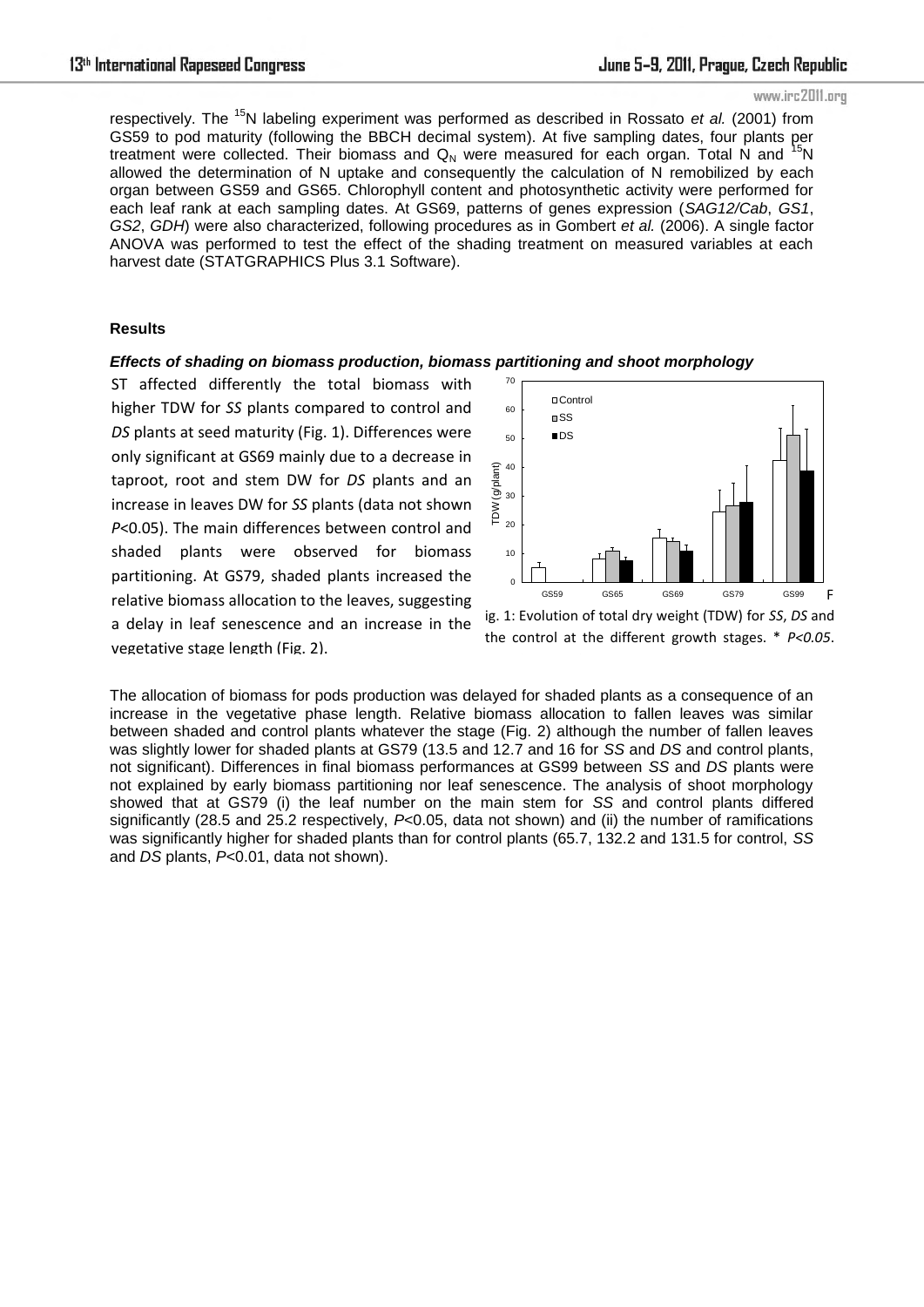respectively. The $^{15}N$ labeling experiment was performed as described in Rossato *et al.* (2001) from GS59 to pod maturity (following the BBCH decimal system). At five sampling dates, four plants per treatment were collected. Their biomass and $Q_N$ were measured for each organ. Total N and $^{15}N$ allowed the determination of N uptake and consequently the calculation of N remobilized by each organ between GS59 and GS65. Chlorophyll content and photosynthetic activity were performed for each leaf rank at each sampling dates. At GS69, patterns of genes expression (*SAG12/Cab*, *GS1*, *GS2*, *GDH*) were also characterized, following procedures as in Gombert *et al.* (2006). A single factor ANOVA was performed to test the effect of the shading treatment on measured variables at each harvest date (STATGRAPHICS Plus 3.1 Software).

## Results

### *Effects of shading on biomass production, biomass partitioning and shoot morphology*

ST affected differently the total biomass with higher TDW for *SS* plants compared to control and *DS* plants at seed maturity (Fig. 1). Differences were only significant at GS69 mainly due to a decrease in taproot, root and stem DW for *DS* plants and an increase in leaves DW for *SS* plants (data not shown $P<0.05$). The main differences between control and shaded plants were observed for biomass partitioning. At GS79, shaded plants increased the relative biomass allocation to the leaves, suggesting a delay in leaf senescence and an increase in the vegetative stage length (Fig. 2).

Fig. 1: Evolution of total dry weight (TDW) for *SS*, *DS* and the control at the different growth stages. * $P<0.05$.

The allocation of biomass for pods production was delayed for shaded plants as a consequence of an increase in the vegetative phase length. Relative biomass allocation to fallen leaves was similar between shaded and control plants whatever the stage (Fig. 2) although the number of fallen leaves was slightly lower for shaded plants at GS79 (13.5 and 12.7 and 16 for *SS* and *DS* and control plants, not significant). Differences in final biomass performances at GS99 between *SS* and *DS* plants were not explained by early biomass partitioning nor leaf senescence. The analysis of shoot morphology showed that at GS79 (i) the leaf number on the main stem for *SS* and control plants differed significantly (28.5 and 25.2 respectively, $P<0.05$, data not shown) and (ii) the number of ramifications was significantly higher for shaded plants than for control plants (65.7, 132.2 and 131.5 for control, *SS* and *DS* plants, $P<0.01$, data not shown).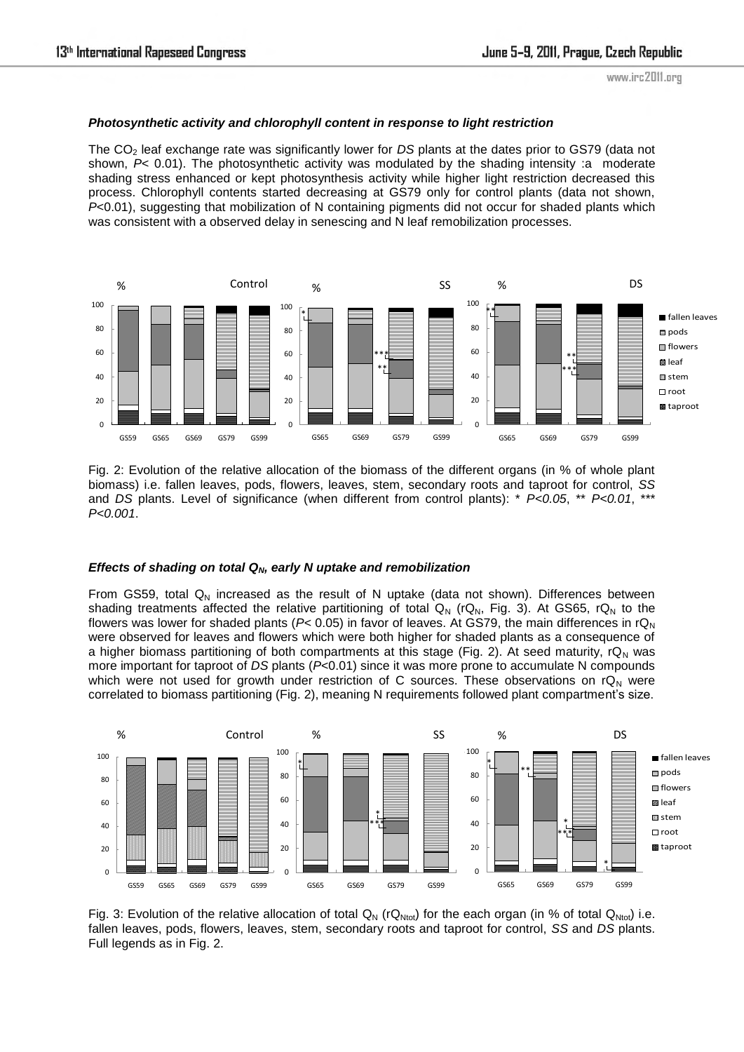### ***Photosynthetic activity and chlorophyll content in response to light restriction***

The $CO_2$ leaf exchange rate was significantly lower for *DS* plants at the dates prior to GS79 (data not shown, $P < 0.01$). The photosynthetic activity was modulated by the shading intensity :a moderate shading stress enhanced or kept photosynthesis activity while higher light restriction decreased this process. Chlorophyll contents started decreasing at GS79 only for control plants (data not shown, $P<0.01$), suggesting that mobilization of N containing pigments did not occur for shaded plants which was consistent with a observed delay in senescing and N leaf remobilization processes.

Fig. 2: Evolution of the relative allocation of the biomass of the different organs (in % of whole plant biomass) i.e. fallen leaves, pods, flowers, leaves, stem, secondary roots and taproot for control, *SS* and *DS* plants. Level of significance (when different from control plants): * $P<0.05$, ** $P<0.01$, *** $P<0.001$.

### ***Effects of shading on total $Q_N$, early N uptake and remobilization***

From GS59, total $Q_N$ increased as the result of N uptake (data not shown). Differences between shading treatments affected the relative partitioning of total $Q_N$ ($rQ_N$, Fig. 3). At GS65, $rQ_N$ to the flowers was lower for shaded plants ($P < 0.05$) in favor of leaves. At GS79, the main differences in $rQ_N$ were observed for leaves and flowers which were both higher for shaded plants as a consequence of a higher biomass partitioning of both compartments at this stage (Fig. 2). At seed maturity, $rQ_N$ was more important for taproot of *DS* plants ($P<0.01$) since it was more prone to accumulate N compounds which were not used for growth under restriction of C sources. These observations on $rQ_N$ were correlated to biomass partitioning (Fig. 2), meaning N requirements followed plant compartment's size.

Fig. 3: Evolution of the relative allocation of total $Q_N$ ($rQ_{Ntot}$) for the each organ (in % of total $Q_{Ntot}$) i.e. fallen leaves, pods, flowers, leaves, stem, secondary roots and taproot for control, *SS* and *DS* plants. Full legends as in Fig. 2.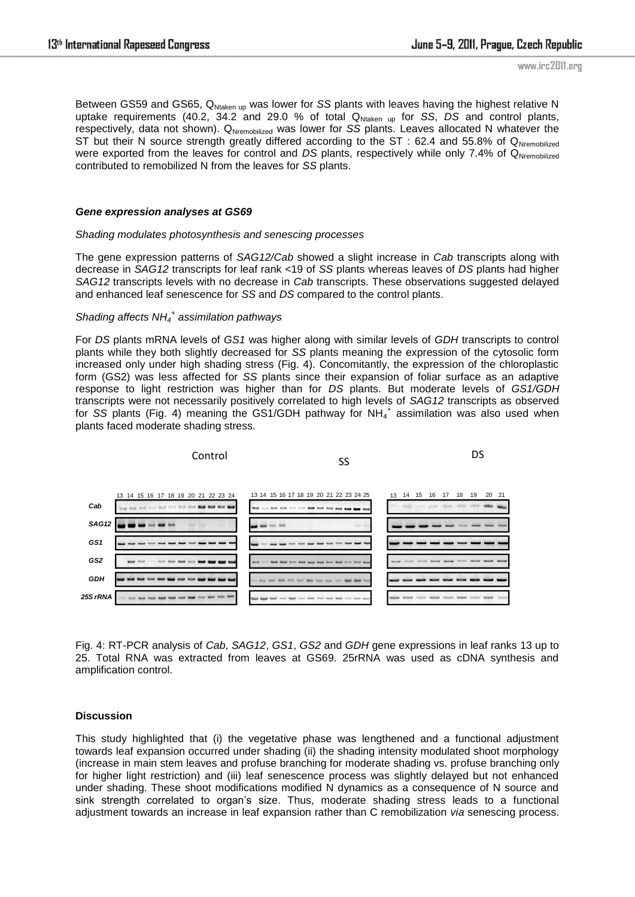Between GS59 and GS65, $Q_{Ntaken\ up}$ was lower for *SS* plants with leaves having the highest relative N uptake requirements (40.2, 34.2 and 29.0 % of total $Q_{Ntaken\ up}$ for *SS*, *DS* and control plants, respectively, data not shown). $Q_{Nremobilized}$ was lower for *SS* plants. Leaves allocated N whatever the ST but their N source strength greatly differed according to the ST : 62.4 and 55.8% of $Q_{Nremobilized}$ were exported from the leaves for control and *DS* plants, respectively while only 7.4% of $Q_{Nremobilized}$ contributed to remobilized N from the leaves for *SS* plants.

### *Gene expression analyses at GS69*

*Shading modulates photosynthesis and senescing processes*

The gene expression patterns of *SAG12/Cab* showed a slight increase in *Cab* transcripts along with decrease in *SAG12* transcripts for leaf rank <19 of *SS* plants whereas leaves of *DS* plants had higher *SAG12* transcripts levels with no decrease in *Cab* transcripts. These observations suggested delayed and enhanced leaf senescence for *SS* and *DS* compared to the control plants.

*Shading affects $NH_4^+$ assimilation pathways*

For *DS* plants mRNA levels of *GS1* was higher along with similar levels of *GDH* transcripts to control plants while they both slightly decreased for *SS* plants meaning the expression of the cytosolic form increased only under high shading stress (Fig. 4). Concomitantly, the expression of the chloroplastic form (GS2) was less affected for *SS* plants since their expansion of foliar surface as an adaptive response to light restriction was higher than for *DS* plants. But moderate levels of *GS1/GDH* transcripts were not necessarily positively correlated to high levels of *SAG12* transcripts as observed for *SS* plants (Fig. 4) meaning the GS1/GDH pathway for $NH_4^+$ assimilation was also used when plants faced moderate shading stress.

Fig. 4: RT-PCR analysis of *Cab*, *SAG12*, *GS1*, *GS2* and *GDH* gene expressions in leaf ranks 13 up to 25. Total RNA was extracted from leaves at GS69. 25rRNA was used as cDNA synthesis and amplification control.

**Discussion**

This study highlighted that (i) the vegetative phase was lengthened and a functional adjustment towards leaf expansion occurred under shading (ii) the shading intensity modulated shoot morphology (increase in main stem leaves and profuse branching for moderate shading vs. profuse branching only for higher light restriction) and (iii) leaf senescence process was slightly delayed but not enhanced under shading. These shoot modifications modified N dynamics as a consequence of N source and sink strength correlated to organ's size. Thus, moderate shading stress leads to a functional adjustment towards an increase in leaf expansion rather than C remobilization *via* senescing process.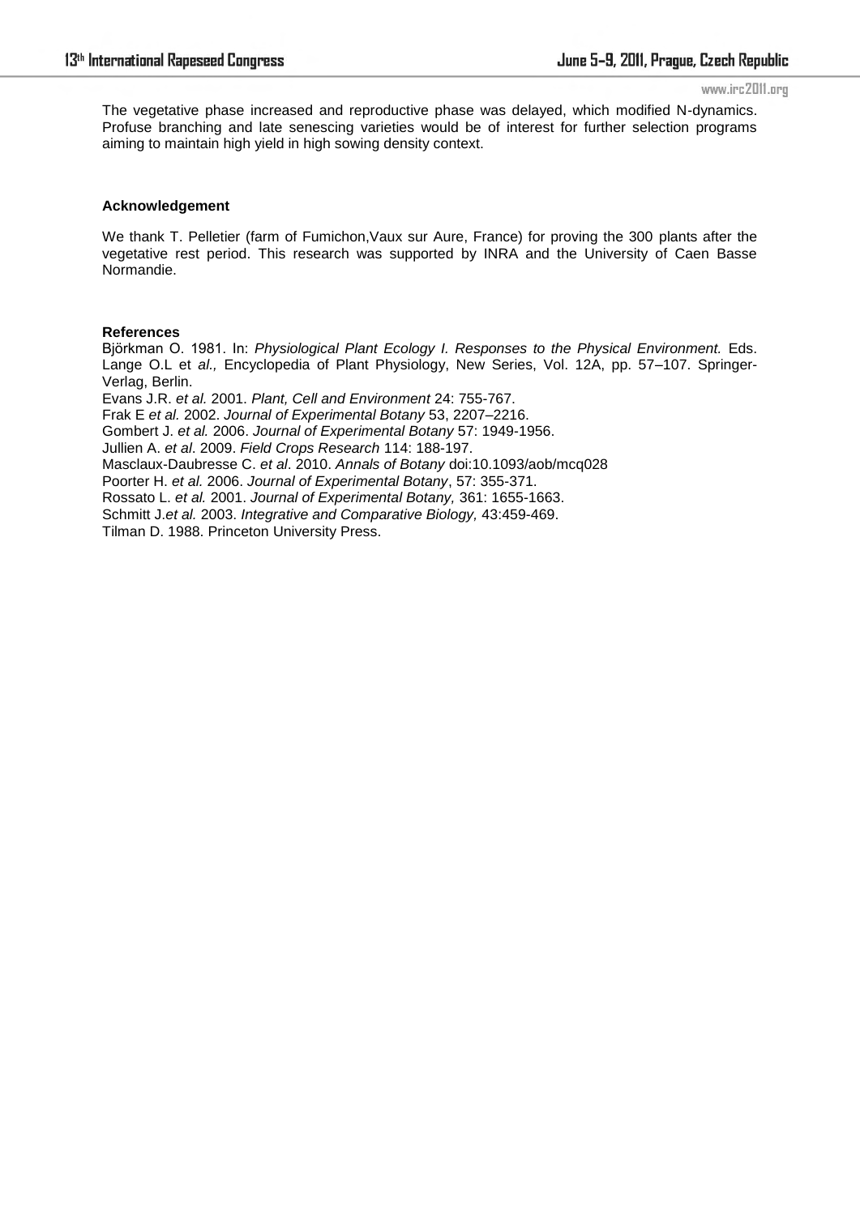The vegetative phase increased and reproductive phase was delayed, which modified N-dynamics. Profuse branching and late senescing varieties would be of interest for further selection programs aiming to maintain high yield in high sowing density context.

## Acknowledgement

We thank T. Pelletier (farm of Fumichon,Vaux sur Aure, France) for proving the 300 plants after the vegetative rest period. This research was supported by INRA and the University of Caen Basse Normandie.

## References

Björkman O. 1981. In: *Physiological Plant Ecology I. Responses to the Physical Environment.* Eds. Lange O.L et *al.,* Encyclopedia of Plant Physiology, New Series, Vol. 12A, pp. 57–107. Springer-Verlag, Berlin.
Evans J.R. *et al.* 2001. *Plant, Cell and Environment* 24: 755-767.
Frak E *et al.* 2002. *Journal of Experimental Botany* 53, 2207–2216.
Gombert J. *et al.* 2006. *Journal of Experimental Botany* 57: 1949-1956.
Jullien A. *et al*. 2009. *Field Crops Research* 114: 188-197.
Masclaux-Daubresse C. *et al*. 2010. *Annals of Botany* doi:10.1093/aob/mcq028
Poorter H. *et al.* 2006. *Journal of Experimental Botany*, 57: 355-371.
Rossato L. *et al.* 2001. *Journal of Experimental Botany,* 361: 1655-1663.
Schmitt J.*et al.* 2003. *Integrative and Comparative Biology,* 43:459-469.
Tilman D. 1988. Princeton University Press.